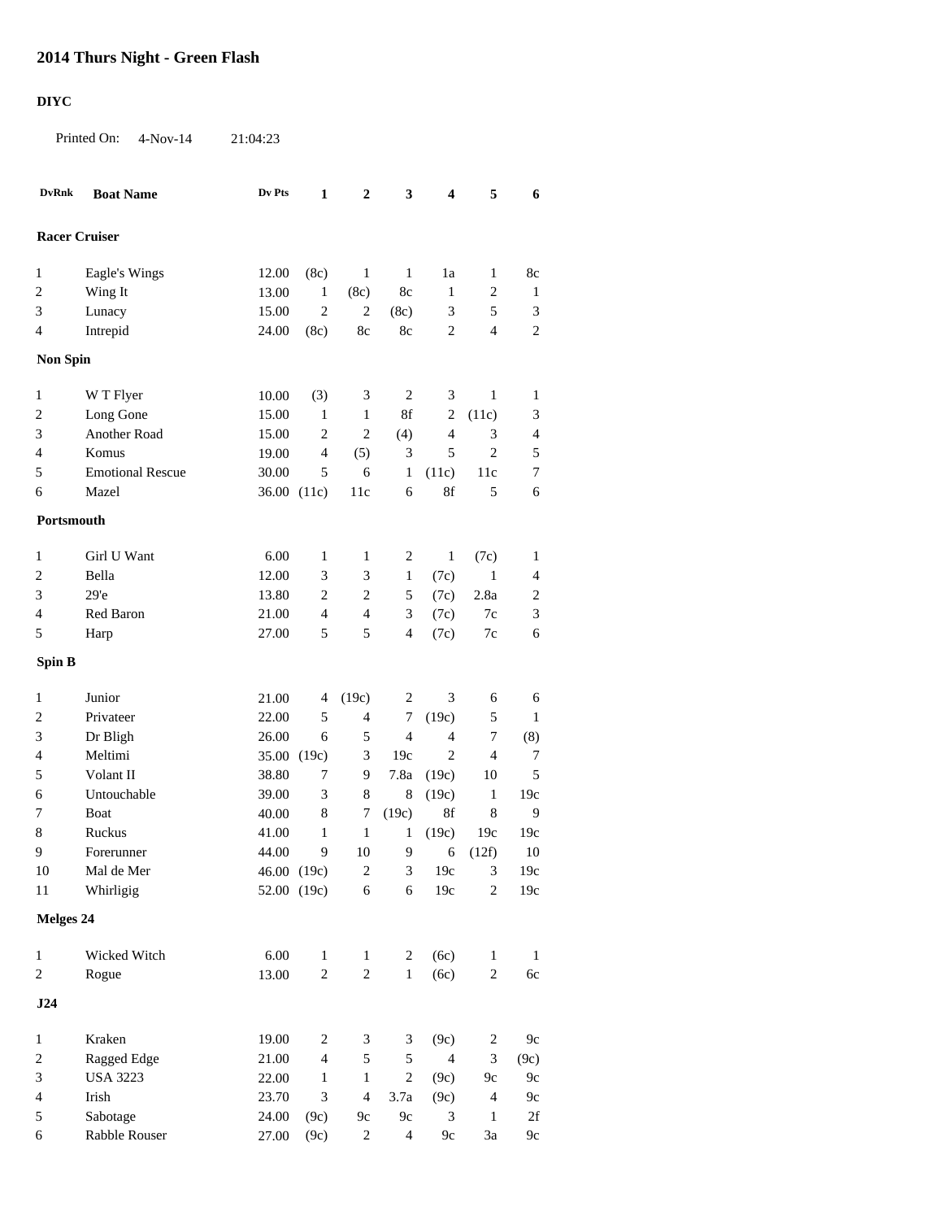# 2014 Thurs Night - Green Flash

**DIYC**

Printed On: 4-Nov-14 21:04:23

| DvRnk | Boat Name | Dv Pts | 1 | 2 | 3 | 4 | 5 | 6 |
|---|---|---|---|---|---|---|---|---|
| **Racer Cruiser** | | | | | | | | |
| 1 | Eagle's Wings | 12.00 | (8c) | 1 | 1 | 1a | 1 | 8c |
| 2 | Wing It | 13.00 | 1 | (8c) | 8c | 1 | 2 | 1 |
| 3 | Lunacy | 15.00 | 2 | 2 | (8c) | 3 | 5 | 3 |
| 4 | Intrepid | 24.00 | (8c) | 8c | 8c | 2 | 4 | 2 |
| **Non Spin** | | | | | | | | |
| 1 | W T Flyer | 10.00 | (3) | 3 | 2 | 3 | 1 | 1 |
| 2 | Long Gone | 15.00 | 1 | 1 | 8f | 2 | (11c) | 3 |
| 3 | Another Road | 15.00 | 2 | 2 | (4) | 4 | 3 | 4 |
| 4 | Komus | 19.00 | 4 | (5) | 3 | 5 | 2 | 5 |
| 5 | Emotional Rescue | 30.00 | 5 | 6 | 1 | (11c) | 11c | 7 |
| 6 | Mazel | 36.00 | (11c) | 11c | 6 | 8f | 5 | 6 |
| **Portsmouth** | | | | | | | | |
| 1 | Girl U Want | 6.00 | 1 | 1 | 2 | 1 | (7c) | 1 |
| 2 | Bella | 12.00 | 3 | 3 | 1 | (7c) | 1 | 4 |
| 3 | 29'e | 13.80 | 2 | 2 | 5 | (7c) | 2.8a | 2 |
| 4 | Red Baron | 21.00 | 4 | 4 | 3 | (7c) | 7c | 3 |
| 5 | Harp | 27.00 | 5 | 5 | 4 | (7c) | 7c | 6 |
| **Spin B** | | | | | | | | |
| 1 | Junior | 21.00 | 4 | (19c) | 2 | 3 | 6 | 6 |
| 2 | Privateer | 22.00 | 5 | 4 | 7 | (19c) | 5 | 1 |
| 3 | Dr Bligh | 26.00 | 6 | 5 | 4 | 4 | 7 | (8) |
| 4 | Meltimi | 35.00 | (19c) | 3 | 19c | 2 | 4 | 7 |
| 5 | Volant II | 38.80 | 7 | 9 | 7.8a | (19c) | 10 | 5 |
| 6 | Untouchable | 39.00 | 3 | 8 | 8 | (19c) | 1 | 19c |
| 7 | Boat | 40.00 | 8 | 7 | (19c) | 8f | 8 | 9 |
| 8 | Ruckus | 41.00 | 1 | 1 | 1 | (19c) | 19c | 19c |
| 9 | Forerunner | 44.00 | 9 | 10 | 9 | 6 | (12f) | 10 |
| 10 | Mal de Mer | 46.00 | (19c) | 2 | 3 | 19c | 3 | 19c |
| 11 | Whirligig | 52.00 | (19c) | 6 | 6 | 19c | 2 | 19c |
| **Melges 24** | | | | | | | | |
| 1 | Wicked Witch | 6.00 | 1 | 1 | 2 | (6c) | 1 | 1 |
| 2 | Rogue | 13.00 | 2 | 2 | 1 | (6c) | 2 | 6c |
| **J24** | | | | | | | | |
| 1 | Kraken | 19.00 | 2 | 3 | 3 | (9c) | 2 | 9c |
| 2 | Ragged Edge | 21.00 | 4 | 5 | 5 | 4 | 3 | (9c) |
| 3 | USA 3223 | 22.00 | 1 | 1 | 2 | (9c) | 9c | 9c |
| 4 | Irish | 23.70 | 3 | 4 | 3.7a | (9c) | 4 | 9c |
| 5 | Sabotage | 24.00 | (9c) | 9c | 9c | 3 | 1 | 2f |
| 6 | Rabble Rouser | 27.00 | (9c) | 2 | 4 | 9c | 3a | 9c |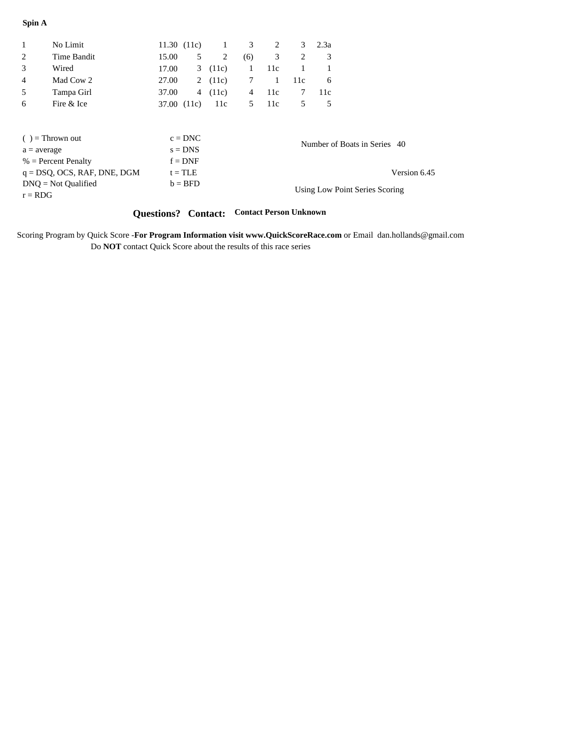**Spin A**

| | | | | | | | | | |
|---|---|---|---|---|---|---|---|---|---|
| 1 | No Limit | 11.30 | (11c) | 1 | 3 | 2 | 3 | 2.3a | |
| 2 | Time Bandit | 15.00 | 5 | 2 | (6) | 3 | 2 | 3 | |
| 3 | Wired | 17.00 | 3 | (11c) | 1 | 11c | 1 | 1 | |
| 4 | Mad Cow 2 | 27.00 | 2 | (11c) | 7 | 1 | 11c | 6 | |
| 5 | Tampa Girl | 37.00 | 4 | (11c) | 4 | 11c | 7 | 11c | |
| 6 | Fire & Ice | 37.00 | (11c) | 11c | 5 | 11c | 5 | 5 | |

( ) = Thrown out
a = average
% = Percent Penalty
q = DSQ, OCS, RAF, DNE, DGM
DNQ = Not Qualified
r = RDG

c = DNC
s = DNS
f = DNF
t = TLE
b = BFD

Number of Boats in Series 40

Version 6.45

Using Low Point Series Scoring

**Questions? Contact:** **Contact Person Unknown**

Scoring Program by Quick Score -**For Program Information visit www.QuickScoreRace.com** or Email dan.hollands@gmail.com
Do **NOT** contact Quick Score about the results of this race series